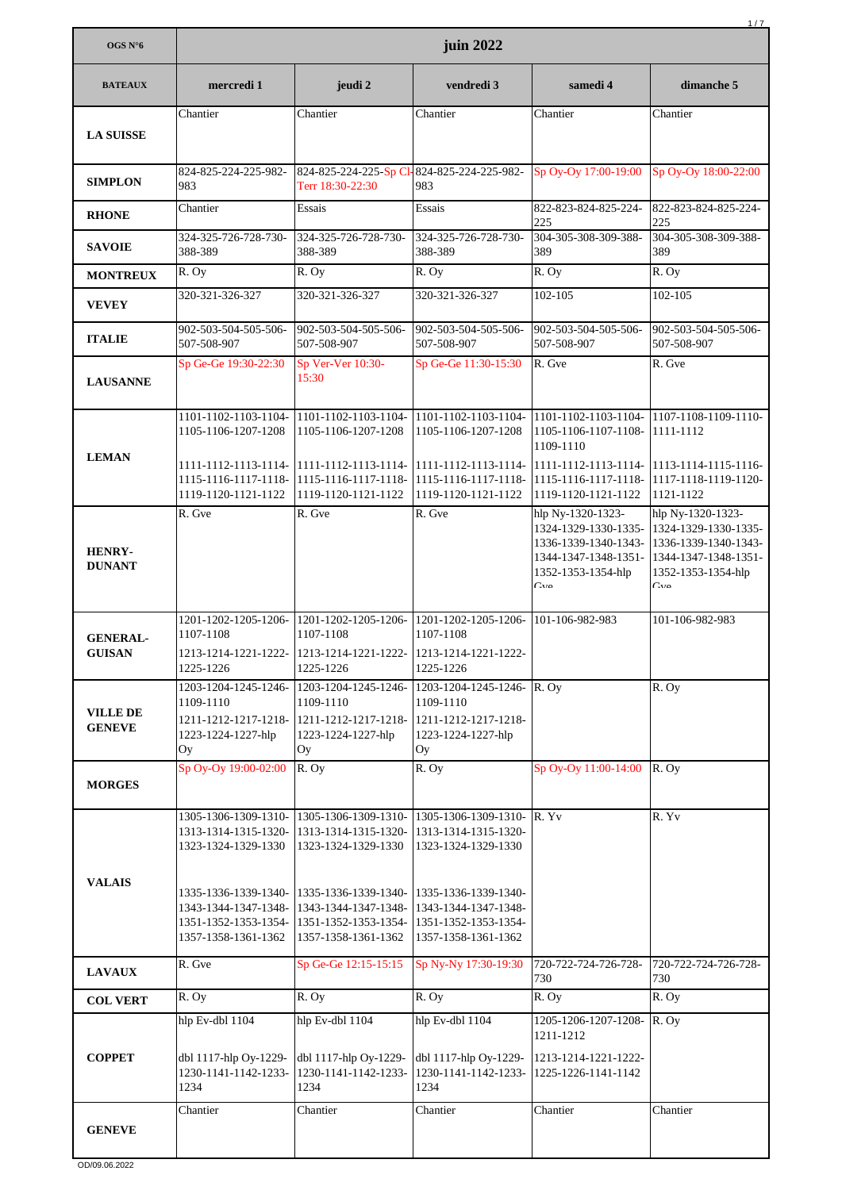| OGS N°6 | juin 2022 | | | | |
|---|---|---|---|---|---|
| BATEAUX | mercredi 1 | jeudi 2 | vendredi 3 | samedi 4 | dimanche 5 |
| LA SUISSE | Chantier | Chantier | Chantier | Chantier | Chantier |
| SIMPLON | 824-825-224-225-982-983 | 824-825-224-225-Sp Cl-Terr 18:30-22:30 | 824-825-224-225-982-983 | Sp Oy-Oy 17:00-19:00 | Sp Oy-Oy 18:00-22:00 |
| RHONE | Chantier | Essais | Essais | 822-823-824-825-224-225 | 822-823-824-825-224-225 |
| SAVOIE | 324-325-726-728-730-388-389 | 324-325-726-728-730-388-389 | 324-325-726-728-730-388-389 | 304-305-308-309-388-389 | 304-305-308-309-388-389 |
| MONTREUX | R. Oy | R. Oy | R. Oy | R. Oy | R. Oy |
| VEVEY | 320-321-326-327 | 320-321-326-327 | 320-321-326-327 | 102-105 | 102-105 |
| ITALIE | 902-503-504-505-506-507-508-907 | 902-503-504-505-506-507-508-907 | 902-503-504-505-506-507-508-907 | 902-503-504-505-506-507-508-907 | 902-503-504-505-506-507-508-907 |
| LAUSANNE | Sp Ge-Ge 19:30-22:30 | Sp Ver-Ver 10:30-15:30 | Sp Ge-Ge 11:30-15:30 | R. Gve | R. Gve |
| LEMAN | 1101-1102-1103-1104-1105-1106-1207-1208<br>1111-1112-1113-1114-1115-1116-1117-1118-1119-1120-1121-1122 | 1101-1102-1103-1104-1105-1106-1207-1208<br>1111-1112-1113-1114-1115-1116-1117-1118-1119-1120-1121-1122 | 1101-1102-1103-1104-1105-1106-1207-1208<br>1111-1112-1113-1114-1115-1116-1117-1118-1119-1120-1121-1122 | 1101-1102-1103-1104-1105-1106-1107-1108-1109-1110<br>1111-1112-1113-1114-1115-1116-1117-1118-1119-1120-1121-1122 | 1107-1108-1109-1110-1111-1112<br>1113-1114-1115-1116-1117-1118-1119-1120-1121-1122 |
| HENRY-DUNANT | R. Gve | R. Gve | R. Gve | hlp Ny-1320-1323-1324-1329-1330-1335-1336-1339-1340-1343-1344-1347-1348-1351-1352-1353-1354-hlp Gve | hlp Ny-1320-1323-1324-1329-1330-1335-1336-1339-1340-1343-1344-1347-1348-1351-1352-1353-1354-hlp Gve |
| GENERAL-GUISAN | 1201-1202-1205-1206-1107-1108<br>1213-1214-1221-1222-1225-1226 | 1201-1202-1205-1206-1107-1108<br>1213-1214-1221-1222-1225-1226 | 1201-1202-1205-1206-1107-1108<br>1213-1214-1221-1222-1225-1226 | 101-106-982-983 | 101-106-982-983 |
| VILLE DE GENEVE | 1203-1204-1245-1246-1109-1110<br>1211-1212-1217-1218-1223-1224-1227-hlp Oy | 1203-1204-1245-1246-1109-1110<br>1211-1212-1217-1218-1223-1224-1227-hlp Oy | 1203-1204-1245-1246-1109-1110<br>1211-1212-1217-1218-1223-1224-1227-hlp Oy | R. Oy | R. Oy |
| MORGES | Sp Oy-Oy 19:00-02:00 | R. Oy | R. Oy | Sp Oy-Oy 11:00-14:00 | R. Oy |
| VALAIS | 1305-1306-1309-1310-1313-1314-1315-1320-1323-1324-1329-1330<br>1335-1336-1339-1340-1343-1344-1347-1348-1351-1352-1353-1354-1357-1358-1361-1362 | 1305-1306-1309-1310-1313-1314-1315-1320-1323-1324-1329-1330<br>1335-1336-1339-1340-1343-1344-1347-1348-1351-1352-1353-1354-1357-1358-1361-1362 | 1305-1306-1309-1310-1313-1314-1315-1320-1323-1324-1329-1330<br>1335-1336-1339-1340-1343-1344-1347-1348-1351-1352-1353-1354-1357-1358-1361-1362 | R. Yv | R. Yv |
| LAVAUX | R. Gve | Sp Ge-Ge 12:15-15:15 | Sp Ny-Ny 17:30-19:30 | 720-722-724-726-728-730 | 720-722-724-726-728-730 |
| COL VERT | R. Oy | R. Oy | R. Oy | R. Oy | R. Oy |
| COPPET | hlp Ev-dbl 1104<br>dbl 1117-hlp Oy-1229-1230-1141-1142-1233-1234 | hlp Ev-dbl 1104<br>dbl 1117-hlp Oy-1229-1230-1141-1142-1233-1234 | hlp Ev-dbl 1104<br>dbl 1117-hlp Oy-1229-1230-1141-1142-1233-1234 | 1205-1206-1207-1208-1211-1212<br>1213-1214-1221-1222-1225-1226-1141-1142 | R. Oy |
| GENEVE | Chantier | Chantier | Chantier | Chantier | Chantier |

OD/09.06.2022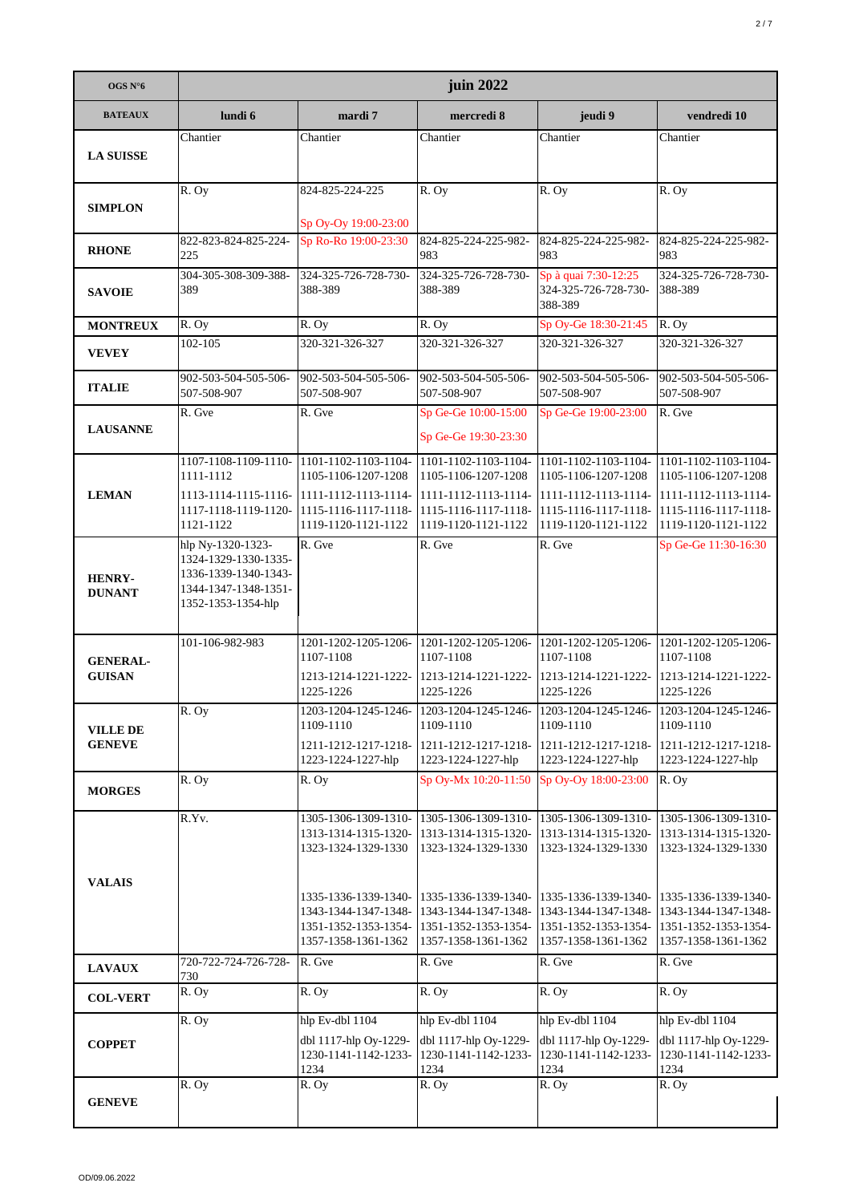| OGS N°6 | juin 2022 | | | | |
|---|---|---|---|---|---|
| **BATEAUX** | **lundi 6** | **mardi 7** | **mercredi 8** | **jeudi 9** | **vendredi 10** |
| **LA SUISSE** | Chantier | Chantier | Chantier | Chantier | Chantier |
| **SIMPLON** | R. Oy | 824-825-224-225 Sp Oy-Oy 19:00-23:00 | R. Oy | R. Oy | R. Oy |
| **RHONE** | 822-823-824-825-224-225 | Sp Ro-Ro 19:00-23:30 | 824-825-224-225-982-983 | 824-825-224-225-982-983 | 824-825-224-225-982-983 |
| **SAVOIE** | 304-305-308-309-388-389 | 324-325-726-728-730-388-389 | 324-325-726-728-730-388-389 | Sp à quai 7:30-12:25 324-325-726-728-730-388-389 | 324-325-726-728-730-388-389 |
| **MONTREUX** | R. Oy | R. Oy | R. Oy | Sp Oy-Ge 18:30-21:45 | R. Oy |
| **VEVEY** | 102-105 | 320-321-326-327 | 320-321-326-327 | 320-321-326-327 | 320-321-326-327 |
| **ITALIE** | 902-503-504-505-506-507-508-907 | 902-503-504-505-506-507-508-907 | 902-503-504-505-506-507-508-907 | 902-503-504-505-506-507-508-907 | 902-503-504-505-506-507-508-907 |
| **LAUSANNE** | R. Gve | R. Gve | Sp Ge-Ge 10:00-15:00 Sp Ge-Ge 19:30-23:30 | Sp Ge-Ge 19:00-23:00 | R. Gve |
| **LEMAN** | 1107-1108-1109-1110-1111-1112 1113-1114-1115-1116-1117-1118-1119-1120-1121-1122 | 1101-1102-1103-1104-1105-1106-1207-1208 1111-1112-1113-1114-1115-1116-1117-1118-1119-1120-1121-1122 | 1101-1102-1103-1104-1105-1106-1207-1208 1111-1112-1113-1114-1115-1116-1117-1118-1119-1120-1121-1122 | 1101-1102-1103-1104-1105-1106-1207-1208 1111-1112-1113-1114-1115-1116-1117-1118-1119-1120-1121-1122 | 1101-1102-1103-1104-1105-1106-1207-1208 1111-1112-1113-1114-1115-1116-1117-1118-1119-1120-1121-1122 |
| **HENRY-DUNANT** | hlp Ny-1320-1323-1324-1329-1330-1335-1336-1339-1340-1343-1344-1347-1348-1351-1352-1353-1354-hlp | R. Gve | R. Gve | R. Gve | Sp Ge-Ge 11:30-16:30 |
| **GENERAL-GUISAN** | 101-106-982-983 | 1201-1202-1205-1206-1107-1108 1213-1214-1221-1222-1225-1226 | 1201-1202-1205-1206-1107-1108 1213-1214-1221-1222-1225-1226 | 1201-1202-1205-1206-1107-1108 1213-1214-1221-1222-1225-1226 | 1201-1202-1205-1206-1107-1108 1213-1214-1221-1222-1225-1226 |
| **VILLE DE GENEVE** | R. Oy | 1203-1204-1245-1246-1109-1110 1211-1212-1217-1218-1223-1224-1227-hlp | 1203-1204-1245-1246-1109-1110 1211-1212-1217-1218-1223-1224-1227-hlp | 1203-1204-1245-1246-1109-1110 1211-1212-1217-1218-1223-1224-1227-hlp | 1203-1204-1245-1246-1109-1110 1211-1212-1217-1218-1223-1224-1227-hlp |
| **MORGES** | R. Oy | R. Oy | Sp Oy-Mx 10:20-11:50 | Sp Oy-Oy 18:00-23:00 | R. Oy |
| **VALAIS** | R.Yv. | 1305-1306-1309-1310-1313-1314-1315-1320-1323-1324-1329-1330 1335-1336-1339-1340-1343-1344-1347-1348-1351-1352-1353-1354-1357-1358-1361-1362 | 1305-1306-1309-1310-1313-1314-1315-1320-1323-1324-1329-1330 1335-1336-1339-1340-1343-1344-1347-1348-1351-1352-1353-1354-1357-1358-1361-1362 | 1305-1306-1309-1310-1313-1314-1315-1320-1323-1324-1329-1330 1335-1336-1339-1340-1343-1344-1347-1348-1351-1352-1353-1354-1357-1358-1361-1362 | 1305-1306-1309-1310-1313-1314-1315-1320-1323-1324-1329-1330 1335-1336-1339-1340-1343-1344-1347-1348-1351-1352-1353-1354-1357-1358-1361-1362 |
| **LAVAUX** | 720-722-724-726-728-730 | R. Gve | R. Gve | R. Gve | R. Gve |
| **COL-VERT** | R. Oy | R. Oy | R. Oy | R. Oy | R. Oy |
| **COPPET** | R. Oy | hlp Ev-dbl 1104 dbl 1117-hlp Oy-1229-1230-1141-1142-1233-1234 | hlp Ev-dbl 1104 dbl 1117-hlp Oy-1229-1230-1141-1142-1233-1234 | hlp Ev-dbl 1104 dbl 1117-hlp Oy-1229-1230-1141-1142-1233-1234 | hlp Ev-dbl 1104 dbl 1117-hlp Oy-1229-1230-1141-1142-1233-1234 |
| **GENEVE** | R. Oy | R. Oy | R. Oy | R. Oy | R. Oy |

OD/09.06.2022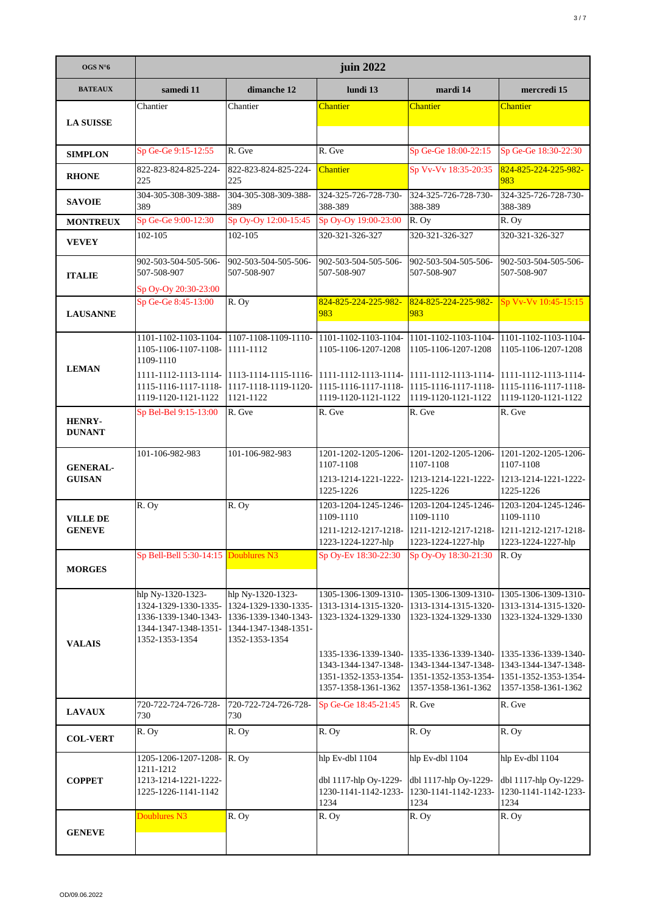| OGS N°6 | juin 2022 | | | | |
|---|---|---|---|---|---|
| **BATEAUX** | **samedi 11** | **dimanche 12** | **lundi 13** | **mardi 14** | **mercredi 15** |
| **LA SUISSE** | Chantier | Chantier | Chantier | Chantier | Chantier |
| **SIMPLON** | Sp Ge-Ge 9:15-12:55 | R. Gve | R. Gve | Sp Ge-Ge 18:00-22:15 | Sp Ge-Ge 18:30-22:30 |
| **RHONE** | 822-823-824-825-224-225 | 822-823-824-825-224-225 | Chantier | Sp Vv-Vv 18:35-20:35 | 824-825-224-225-982-983 |
| **SAVOIE** | 304-305-308-309-388-389 | 304-305-308-309-388-389 | 324-325-726-728-730-388-389 | 324-325-726-728-730-388-389 | 324-325-726-728-730-388-389 |
| **MONTREUX** | Sp Ge-Ge 9:00-12:30 | Sp Oy-Oy 12:00-15:45 | Sp Oy-Oy 19:00-23:00 | R. Oy | R. Oy |
| **VEVEY** | 102-105 | 102-105 | 320-321-326-327 | 320-321-326-327 | 320-321-326-327 |
| **ITALIE** | 902-503-504-505-506-507-508-907 Sp Oy-Oy 20:30-23:00 | 902-503-504-505-506-507-508-907 | 902-503-504-505-506-507-508-907 | 902-503-504-505-506-507-508-907 | 902-503-504-505-506-507-508-907 |
| **LAUSANNE** | Sp Ge-Ge 8:45-13:00 | R. Oy | 824-825-224-225-982-983 | 824-825-224-225-982-983 | Sp Vv-Vv 10:45-15:15 |
| **LEMAN** | 1101-1102-1103-1104-1105-1106-1107-1108-1109-1110 1111-1112-1113-1114-1115-1116-1117-1118-1119-1120-1121-1122 | 1107-1108-1109-1110-1111-1112 1113-1114-1115-1116-1117-1118-1119-1120-1121-1122 | 1101-1102-1103-1104-1105-1106-1207-1208 1111-1112-1113-1114-1115-1116-1117-1118-1119-1120-1121-1122 | 1101-1102-1103-1104-1105-1106-1207-1208 1111-1112-1113-1114-1115-1116-1117-1118-1119-1120-1121-1122 | 1101-1102-1103-1104-1105-1106-1207-1208 1111-1112-1113-1114-1115-1116-1117-1118-1119-1120-1121-1122 |
| **HENRY-DUNANT** | Sp Bel-Bel 9:15-13:00 | R. Gve | R. Gve | R. Gve | R. Gve |
| **GENERAL-GUISAN** | 101-106-982-983 | 101-106-982-983 | 1201-1202-1205-1206-1107-1108 1213-1214-1221-1222-1225-1226 | 1201-1202-1205-1206-1107-1108 1213-1214-1221-1222-1225-1226 | 1201-1202-1205-1206-1107-1108 1213-1214-1221-1222-1225-1226 |
| **VILLE DE GENEVE** | R. Oy | R. Oy | 1203-1204-1245-1246-1109-1110 1211-1212-1217-1218-1223-1224-1227-hlp | 1203-1204-1245-1246-1109-1110 1211-1212-1217-1218-1223-1224-1227-hlp | 1203-1204-1245-1246-1109-1110 1211-1212-1217-1218-1223-1224-1227-hlp |
| **MORGES** | Sp Bell-Bell 5:30-14:15 | Doublures N3 | Sp Oy-Ev 18:30-22:30 | Sp Oy-Oy 18:30-21:30 | R. Oy |
| **VALAIS** | hlp Ny-1320-1323-1324-1329-1330-1335-1336-1339-1340-1343-1344-1347-1348-1351-1352-1353-1354 | hlp Ny-1320-1323-1324-1329-1330-1335-1336-1339-1340-1343-1344-1347-1348-1351-1352-1353-1354 | 1305-1306-1309-1310-1313-1314-1315-1320-1323-1324-1329-1330 1335-1336-1339-1340-1343-1344-1347-1348-1351-1352-1353-1354-1357-1358-1361-1362 | 1305-1306-1309-1310-1313-1314-1315-1320-1323-1324-1329-1330 1335-1336-1339-1340-1343-1344-1347-1348-1351-1352-1353-1354-1357-1358-1361-1362 | 1305-1306-1309-1310-1313-1314-1315-1320-1323-1324-1329-1330 1335-1336-1339-1340-1343-1344-1347-1348-1351-1352-1353-1354-1357-1358-1361-1362 |
| **LAVAUX** | 720-722-724-726-728-730 | 720-722-724-726-728-730 | Sp Ge-Ge 18:45-21:45 | R. Gve | R. Gve |
| **COL-VERT** | R. Oy | R. Oy | R. Oy | R. Oy | R. Oy |
| **COPPET** | 1205-1206-1207-1208-1211-1212 1213-1214-1221-1222-1225-1226-1141-1142 | R. Oy | hlp Ev-dbl 1104 dbl 1117-hlp Oy-1229-1230-1141-1142-1233-1234 | hlp Ev-dbl 1104 dbl 1117-hlp Oy-1229-1230-1141-1142-1233-1234 | hlp Ev-dbl 1104 dbl 1117-hlp Oy-1229-1230-1141-1142-1233-1234 |
| **GENEVE** | Doublures N3 | R. Oy | R. Oy | R. Oy | R. Oy |

OD/09.06.2022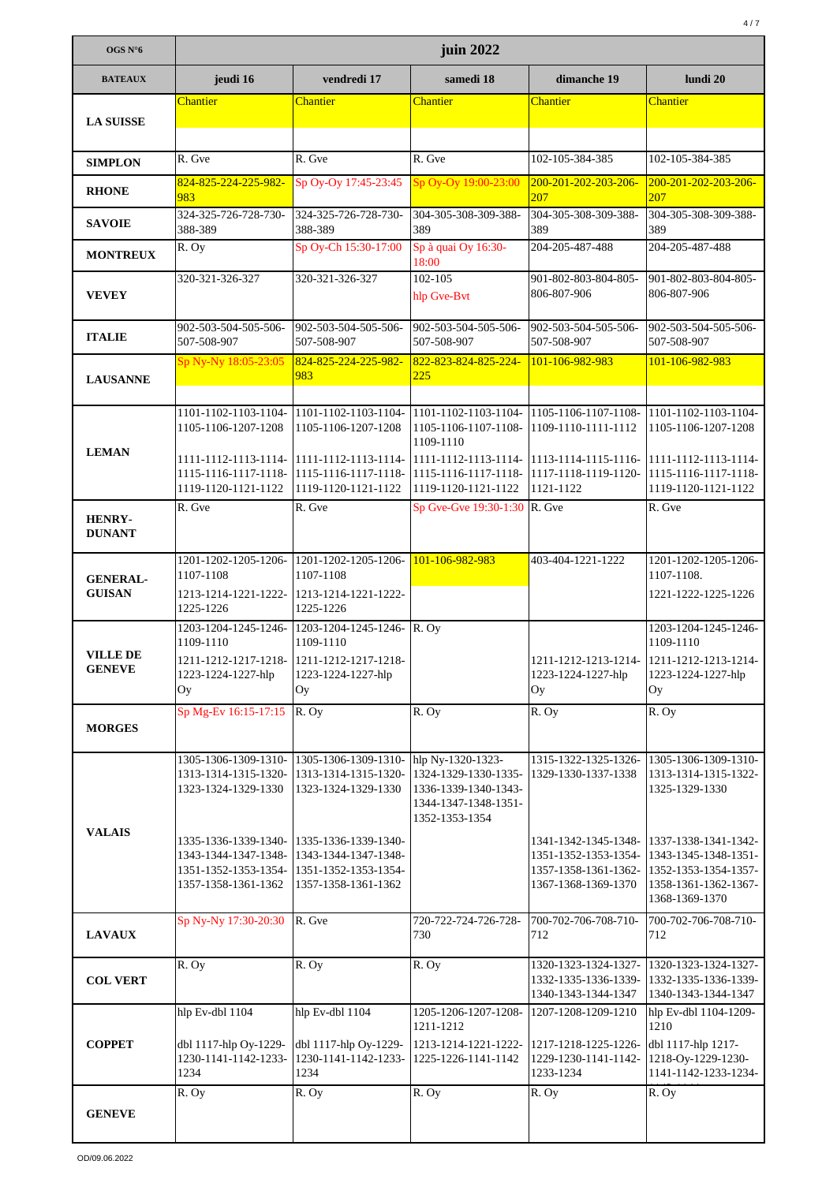| OGS N°6 | juin 2022 | | | | |
|---|---|---|---|---|---|
| **BATEAUX** | **jeudi 16** | **vendredi 17** | **samedi 18** | **dimanche 19** | **lundi 20** |
| **LA SUISSE** | Chantier | Chantier | Chantier | Chantier | Chantier |
| **SIMPLON** | R. Gve | R. Gve | R. Gve | 102-105-384-385 | 102-105-384-385 |
| **RHONE** | 824-825-224-225-982-983 | Sp Oy-Oy 17:45-23:45 | Sp Oy-Oy 19:00-23:00 | 200-201-202-203-206-207 | 200-201-202-203-206-207 |
| **SAVOIE** | 324-325-726-728-730-388-389 | 324-325-726-728-730-388-389 | 304-305-308-309-388-389 | 304-305-308-309-388-389 | 304-305-308-309-388-389 |
| **MONTREUX** | R. Oy | Sp Oy-Ch 15:30-17:00 | Sp à quai Oy 16:30-18:00 | 204-205-487-488 | 204-205-487-488 |
| **VEVEY** | 320-321-326-327 | 320-321-326-327 | 102-105 hlp Gve-Bvt | 901-802-803-804-805-806-807-906 | 901-802-803-804-805-806-807-906 |
| **ITALIE** | 902-503-504-505-506-507-508-907 | 902-503-504-505-506-507-508-907 | 902-503-504-505-506-507-508-907 | 902-503-504-505-506-507-508-907 | 902-503-504-505-506-507-508-907 |
| **LAUSANNE** | Sp Ny-Ny 18:05-23:05 | 824-825-224-225-982-983 | 822-823-824-825-224-225 | 101-106-982-983 | 101-106-982-983 |
| **LEMAN** | 1101-1102-1103-1104-1105-1106-1207-1208 1111-1112-1113-1114-1115-1116-1117-1118-1119-1120-1121-1122 | 1101-1102-1103-1104-1105-1106-1207-1208 1111-1112-1113-1114-1115-1116-1117-1118-1119-1120-1121-1122 | 1101-1102-1103-1104-1105-1106-1107-1108-1109-1110 1111-1112-1113-1114-1115-1116-1117-1118-1119-1120-1121-1122 | 1105-1106-1107-1108-1109-1110-1111-1112 1113-1114-1115-1116-1117-1118-1119-1120-1121-1122 | 1101-1102-1103-1104-1105-1106-1207-1208 1111-1112-1113-1114-1115-1116-1117-1118-1119-1120-1121-1122 |
| **HENRY-DUNANT** | R. Gve | R. Gve | Sp Gve-Gve 19:30-1:30 | R. Gve | R. Gve |
| **GENERAL-GUISAN** | 1201-1202-1205-1206-1107-1108 1213-1214-1221-1222-1225-1226 | 1201-1202-1205-1206-1107-1108 1213-1214-1221-1222-1225-1226 | 101-106-982-983 | 403-404-1221-1222 | 1201-1202-1205-1206-1107-1108. 1221-1222-1225-1226 |
| **VILLE DE GENEVE** | 1203-1204-1245-1246-1109-1110 1211-1212-1217-1218-1223-1224-1227-hlp Oy | 1203-1204-1245-1246-1109-1110 1211-1212-1217-1218-1223-1224-1227-hlp Oy | R. Oy | 1211-1212-1213-1214-1223-1224-1227-hlp Oy | 1203-1204-1245-1246-1109-1110 1211-1212-1213-1214-1223-1224-1227-hlp Oy |
| **MORGES** | Sp Mg-Ev 16:15-17:15 | R. Oy | R. Oy | R. Oy | R. Oy |
| **VALAIS** | 1305-1306-1309-1310-1313-1314-1315-1320-1323-1324-1329-1330 1335-1336-1339-1340-1343-1344-1347-1348-1351-1352-1353-1354-1357-1358-1361-1362 | 1305-1306-1309-1310-1313-1314-1315-1320-1323-1324-1329-1330 1335-1336-1339-1340-1343-1344-1347-1348-1351-1352-1353-1354-1357-1358-1361-1362 | hlp Ny-1320-1323-1324-1329-1330-1335-1336-1339-1340-1343-1344-1347-1348-1351-1352-1353-1354 | 1315-1322-1325-1326-1329-1330-1337-1338 1341-1342-1345-1348-1351-1352-1353-1354-1357-1358-1361-1362-1367-1368-1369-1370 | 1305-1306-1309-1310-1313-1314-1315-1322-1325-1329-1330 1337-1338-1341-1342-1343-1345-1348-1351-1352-1353-1354-1357-1358-1361-1362-1368-1369-1370 |
| **LAVAUX** | Sp Ny-Ny 17:30-20:30 | R. Gve | 720-722-724-726-728-730 | 700-702-706-708-710-712 | 700-702-706-708-710-712 |
| **COL VERT** | R. Oy | R. Oy | R. Oy | 1320-1323-1324-1327-1332-1335-1336-1339-1340-1343-1344-1347 | 1320-1323-1324-1327-1332-1335-1336-1339-1340-1343-1344-1347 |
| **COPPET** | hlp Ev-dbl 1104 dbl 1117-hlp Oy-1229-1230-1141-1142-1233-1234 | hlp Ev-dbl 1104 dbl 1117-hlp Oy-1229-1230-1141-1142-1233-1234 | 1205-1206-1207-1208-1211-1212 1213-1214-1221-1222-1225-1226-1141-1142 | 1207-1208-1209-1210 1217-1218-1225-1226-1229-1230-1141-1142-1233-1234 | hlp Ev-dbl 1104-1209-1210 dbl 1117-hlp 1217-1218-Oy-1229-1230-1141-1142-1233-1234- |
| **GENEVE** | R. Oy | R. Oy | R. Oy | R. Oy | R. Oy |

OD/09.06.2022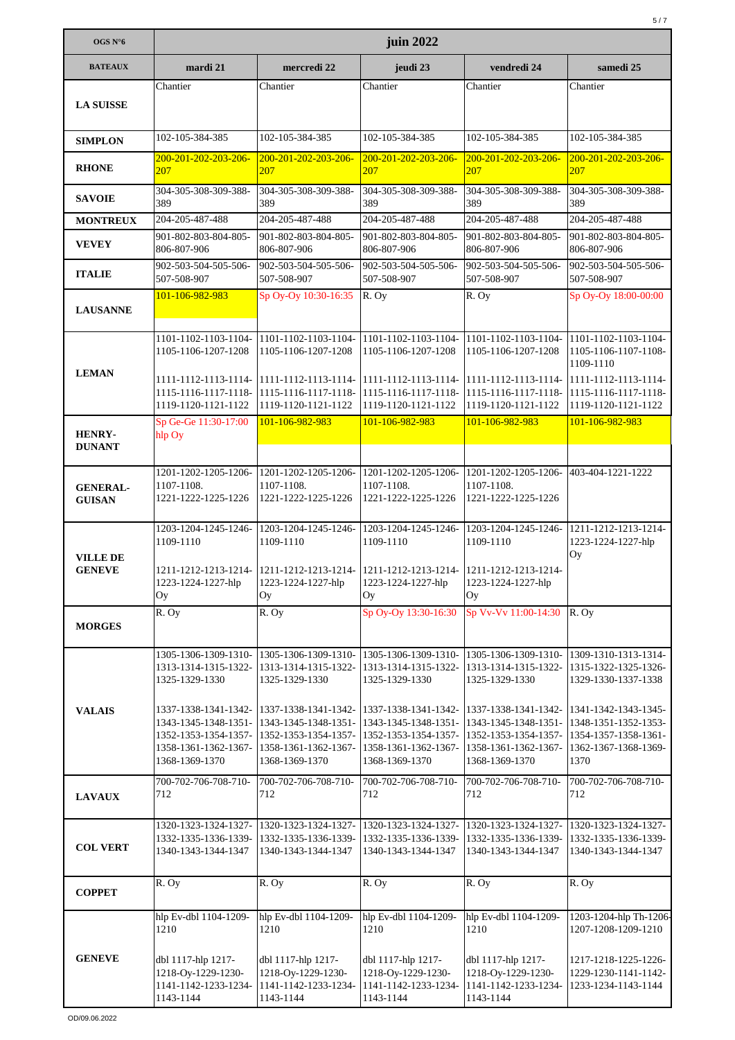| OGS N°6 | juin 2022 | | | | |
|---|---|---|---|---|---|
| **BATEAUX** | **mardi 21** | **mercredi 22** | **jeudi 23** | **vendredi 24** | **samedi 25** |
| **LA SUISSE** | Chantier | Chantier | Chantier | Chantier | Chantier |
| **SIMPLON** | 102-105-384-385 | 102-105-384-385 | 102-105-384-385 | 102-105-384-385 | 102-105-384-385 |
| **RHONE** | 200-201-202-203-206-207 | 200-201-202-203-206-207 | 200-201-202-203-206-207 | 200-201-202-203-206-207 | 200-201-202-203-206-207 |
| **SAVOIE** | 304-305-308-309-388-389 | 304-305-308-309-388-389 | 304-305-308-309-388-389 | 304-305-308-309-388-389 | 304-305-308-309-388-389 |
| **MONTREUX** | 204-205-487-488 | 204-205-487-488 | 204-205-487-488 | 204-205-487-488 | 204-205-487-488 |
| **VEVEY** | 901-802-803-804-805-806-807-906 | 901-802-803-804-805-806-807-906 | 901-802-803-804-805-806-807-906 | 901-802-803-804-805-806-807-906 | 901-802-803-804-805-806-807-906 |
| **ITALIE** | 902-503-504-505-506-507-508-907 | 902-503-504-505-506-507-508-907 | 902-503-504-505-506-507-508-907 | 902-503-504-505-506-507-508-907 | 902-503-504-505-506-507-508-907 |
| **LAUSANNE** | 101-106-982-983 | Sp Oy-Oy 10:30-16:35 | R. Oy | R. Oy | Sp Oy-Oy 18:00-00:00 |
| **LEMAN** | 1101-1102-1103-1104-1105-1106-1207-1208<br>1111-1112-1113-1114-1115-1116-1117-1118-1119-1120-1121-1122 | 1101-1102-1103-1104-1105-1106-1207-1208<br>1111-1112-1113-1114-1115-1116-1117-1118-1119-1120-1121-1122 | 1101-1102-1103-1104-1105-1106-1207-1208<br>1111-1112-1113-1114-1115-1116-1117-1118-1119-1120-1121-1122 | 1101-1102-1103-1104-1105-1106-1207-1208<br>1111-1112-1113-1114-1115-1116-1117-1118-1119-1120-1121-1122 | 1101-1102-1103-1104-1105-1106-1107-1108-1109-1110<br>1111-1112-1113-1114-1115-1116-1117-1118-1119-1120-1121-1122 |
| **HENRY-DUNANT** | Sp Ge-Ge 11:30-17:00 hlp Oy | 101-106-982-983 | 101-106-982-983 | 101-106-982-983 | 101-106-982-983 |
| **GENERAL-GUISAN** | 1201-1202-1205-1206-1107-1108.<br>1221-1222-1225-1226 | 1201-1202-1205-1206-1107-1108.<br>1221-1222-1225-1226 | 1201-1202-1205-1206-1107-1108.<br>1221-1222-1225-1226 | 1201-1202-1205-1206-1107-1108.<br>1221-1222-1225-1226 | 403-404-1221-1222 |
| **VILLE DE GENEVE** | 1203-1204-1245-1246-1109-1110<br>1211-1212-1213-1214-1223-1224-1227-hlp Oy | 1203-1204-1245-1246-1109-1110<br>1211-1212-1213-1214-1223-1224-1227-hlp Oy | 1203-1204-1245-1246-1109-1110<br>1211-1212-1213-1214-1223-1224-1227-hlp Oy | 1203-1204-1245-1246-1109-1110<br>1211-1212-1213-1214-1223-1224-1227-hlp Oy | 1211-1212-1213-1214-1223-1224-1227-hlp Oy |
| **MORGES** | R. Oy | R. Oy | Sp Oy-Oy 13:30-16:30 | Sp Vv-Vv 11:00-14:30 | R. Oy |
| **VALAIS** | 1305-1306-1309-1310-1313-1314-1315-1322-1325-1329-1330<br>1337-1338-1341-1342-1343-1345-1348-1351-1352-1353-1354-1357-1358-1361-1362-1367-1368-1369-1370 | 1305-1306-1309-1310-1313-1314-1315-1322-1325-1329-1330<br>1337-1338-1341-1342-1343-1345-1348-1351-1352-1353-1354-1357-1358-1361-1362-1367-1368-1369-1370 | 1305-1306-1309-1310-1313-1314-1315-1322-1325-1329-1330<br>1337-1338-1341-1342-1343-1345-1348-1351-1352-1353-1354-1357-1358-1361-1362-1367-1368-1369-1370 | 1305-1306-1309-1310-1313-1314-1315-1322-1325-1329-1330<br>1337-1338-1341-1342-1343-1345-1348-1351-1352-1353-1354-1357-1358-1361-1362-1367-1368-1369-1370 | 1309-1310-1313-1314-1315-1322-1325-1326-1329-1330-1337-1338<br>1341-1342-1343-1345-1348-1351-1352-1353-1354-1357-1358-1361-1362-1367-1368-1369-1370 |
| **LAVAUX** | 700-702-706-708-710-712 | 700-702-706-708-710-712 | 700-702-706-708-710-712 | 700-702-706-708-710-712 | 700-702-706-708-710-712 |
| **COL VERT** | 1320-1323-1324-1327-1332-1335-1336-1339-1340-1343-1344-1347 | 1320-1323-1324-1327-1332-1335-1336-1339-1340-1343-1344-1347 | 1320-1323-1324-1327-1332-1335-1336-1339-1340-1343-1344-1347 | 1320-1323-1324-1327-1332-1335-1336-1339-1340-1343-1344-1347 | 1320-1323-1324-1327-1332-1335-1336-1339-1340-1343-1344-1347 |
| **COPPET** | R. Oy | R. Oy | R. Oy | R. Oy | R. Oy |
| **GENEVE** | hlp Ev-dbl 1104-1209-1210<br>dbl 1117-hlp 1217-1218-Oy-1229-1230-1141-1142-1233-1234-1143-1144 | hlp Ev-dbl 1104-1209-1210<br>dbl 1117-hlp 1217-1218-Oy-1229-1230-1141-1142-1233-1234-1143-1144 | hlp Ev-dbl 1104-1209-1210<br>dbl 1117-hlp 1217-1218-Oy-1229-1230-1141-1142-1233-1234-1143-1144 | hlp Ev-dbl 1104-1209-1210<br>dbl 1117-hlp 1217-1218-Oy-1229-1230-1141-1142-1233-1234-1143-1144 | 1203-1204-hlp Th-1206-1207-1208-1209-1210<br>1217-1218-1225-1226-1229-1230-1141-1142-1233-1234-1143-1144 |

OD/09.06.2022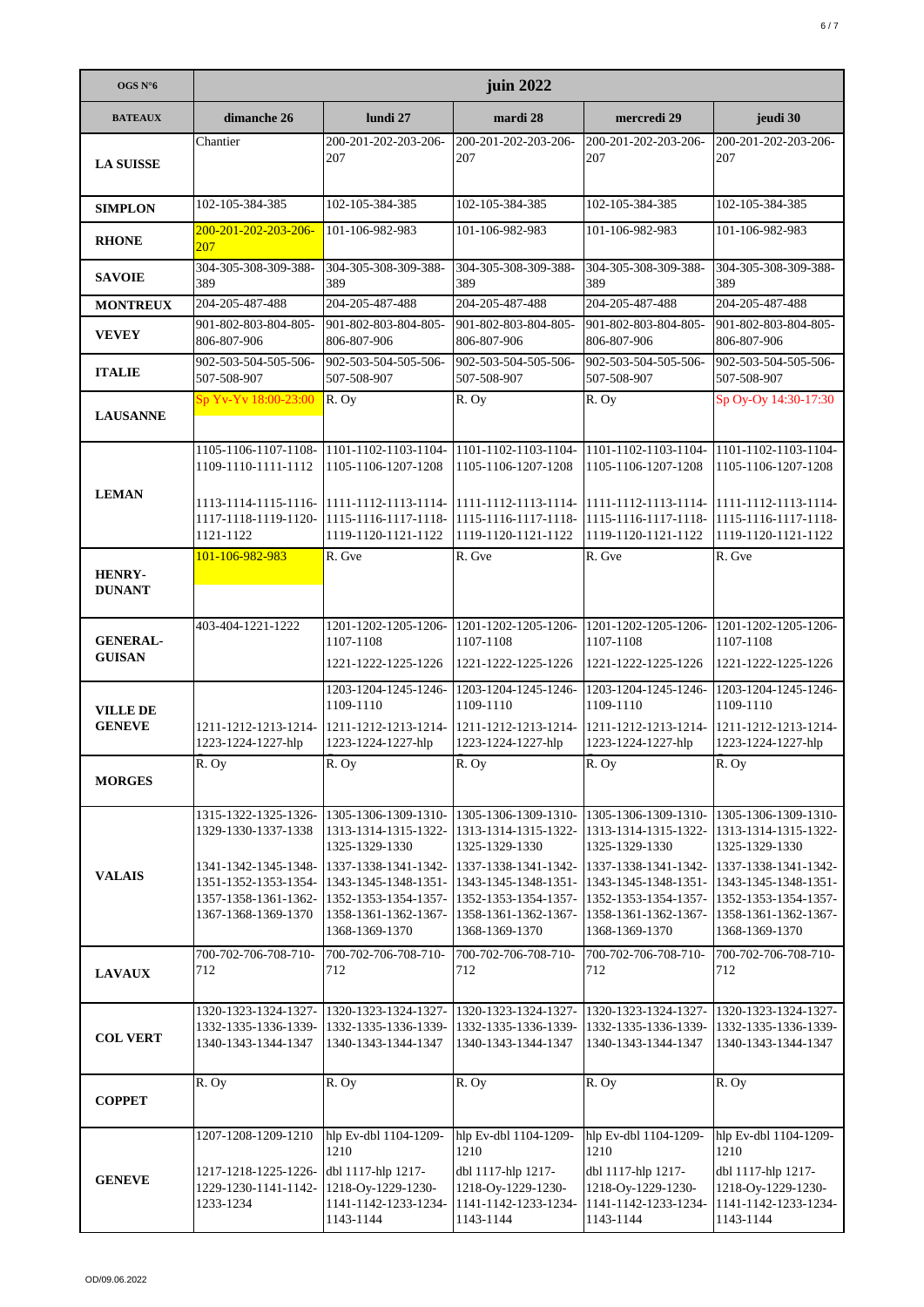| OGS N°6 | juin 2022 | | | | |
|---|---|---|---|---|---|
| **BATEAUX** | **dimanche 26** | **lundi 27** | **mardi 28** | **mercredi 29** | **jeudi 30** |
| **LA SUISSE** | Chantier | 200-201-202-203-206-207 | 200-201-202-203-206-207 | 200-201-202-203-206-207 | 200-201-202-203-206-207 |
| **SIMPLON** | 102-105-384-385 | 102-105-384-385 | 102-105-384-385 | 102-105-384-385 | 102-105-384-385 |
| **RHONE** | 200-201-202-203-206-207 | 101-106-982-983 | 101-106-982-983 | 101-106-982-983 | 101-106-982-983 |
| **SAVOIE** | 304-305-308-309-388-389 | 304-305-308-309-388-389 | 304-305-308-309-388-389 | 304-305-308-309-388-389 | 304-305-308-309-388-389 |
| **MONTREUX** | 204-205-487-488 | 204-205-487-488 | 204-205-487-488 | 204-205-487-488 | 204-205-487-488 |
| **VEVEY** | 901-802-803-804-805-806-807-906 | 901-802-803-804-805-806-807-906 | 901-802-803-804-805-806-807-906 | 901-802-803-804-805-806-807-906 | 901-802-803-804-805-806-807-906 |
| **ITALIE** | 902-503-504-505-506-507-508-907 | 902-503-504-505-506-507-508-907 | 902-503-504-505-506-507-508-907 | 902-503-504-505-506-507-508-907 | 902-503-504-505-506-507-508-907 |
| **LAUSANNE** | Sp Yv-Yv 18:00-23:00 | R. Oy | R. Oy | R. Oy | Sp Oy-Oy 14:30-17:30 |
| **LEMAN** | 1105-1106-1107-1108-1109-1110-1111-1112 1113-1114-1115-1116-1117-1118-1119-1120-1121-1122 | 1101-1102-1103-1104-1105-1106-1207-1208 1111-1112-1113-1114-1115-1116-1117-1118-1119-1120-1121-1122 | 1101-1102-1103-1104-1105-1106-1207-1208 1111-1112-1113-1114-1115-1116-1117-1118-1119-1120-1121-1122 | 1101-1102-1103-1104-1105-1106-1207-1208 1111-1112-1113-1114-1115-1116-1117-1118-1119-1120-1121-1122 | 1101-1102-1103-1104-1105-1106-1207-1208 1111-1112-1113-1114-1115-1116-1117-1118-1119-1120-1121-1122 |
| **HENRY-DUNANT** | 101-106-982-983 | R. Gve | R. Gve | R. Gve | R. Gve |
| **GENERAL-GUISAN** | 403-404-1221-1222 | 1201-1202-1205-1206-1107-1108 1221-1222-1225-1226 | 1201-1202-1205-1206-1107-1108 1221-1222-1225-1226 | 1201-1202-1205-1206-1107-1108 1221-1222-1225-1226 | 1201-1202-1205-1206-1107-1108 1221-1222-1225-1226 |
| **VILLE DE GENEVE** | 1211-1212-1213-1214-1223-1224-1227-hlp | 1203-1204-1245-1246-1109-1110 1211-1212-1213-1214-1223-1224-1227-hlp | 1203-1204-1245-1246-1109-1110 1211-1212-1213-1214-1223-1224-1227-hlp | 1203-1204-1245-1246-1109-1110 1211-1212-1213-1214-1223-1224-1227-hlp | 1203-1204-1245-1246-1109-1110 1211-1212-1213-1214-1223-1224-1227-hlp |
| **MORGES** | R. Oy | R. Oy | R. Oy | R. Oy | R. Oy |
| **VALAIS** | 1315-1322-1325-1326-1329-1330-1337-1338 1341-1342-1345-1348-1351-1352-1353-1354-1357-1358-1361-1362-1367-1368-1369-1370 | 1305-1306-1309-1310-1313-1314-1315-1322-1325-1329-1330 1337-1338-1341-1342-1343-1345-1348-1351-1352-1353-1354-1357-1358-1361-1362-1367-1368-1369-1370 | 1305-1306-1309-1310-1313-1314-1315-1322-1325-1329-1330 1337-1338-1341-1342-1343-1345-1348-1351-1352-1353-1354-1357-1358-1361-1362-1367-1368-1369-1370 | 1305-1306-1309-1310-1313-1314-1315-1322-1325-1329-1330 1337-1338-1341-1342-1343-1345-1348-1351-1352-1353-1354-1357-1358-1361-1362-1367-1368-1369-1370 | 1305-1306-1309-1310-1313-1314-1315-1322-1325-1329-1330 1337-1338-1341-1342-1343-1345-1348-1351-1352-1353-1354-1357-1358-1361-1362-1367-1368-1369-1370 |
| **LAVAUX** | 700-702-706-708-710-712 | 700-702-706-708-710-712 | 700-702-706-708-710-712 | 700-702-706-708-710-712 | 700-702-706-708-710-712 |
| **COL VERT** | 1320-1323-1324-1327-1332-1335-1336-1339-1340-1343-1344-1347 | 1320-1323-1324-1327-1332-1335-1336-1339-1340-1343-1344-1347 | 1320-1323-1324-1327-1332-1335-1336-1339-1340-1343-1344-1347 | 1320-1323-1324-1327-1332-1335-1336-1339-1340-1343-1344-1347 | 1320-1323-1324-1327-1332-1335-1336-1339-1340-1343-1344-1347 |
| **COPPET** | R. Oy | R. Oy | R. Oy | R. Oy | R. Oy |
| **GENEVE** | 1207-1208-1209-1210 1217-1218-1225-1226-1229-1230-1141-1142-1233-1234 | hlp Ev-dbl 1104-1209-1210 dbl 1117-hlp 1217-1218-Oy-1229-1230-1141-1142-1233-1234-1143-1144 | hlp Ev-dbl 1104-1209-1210 dbl 1117-hlp 1217-1218-Oy-1229-1230-1141-1142-1233-1234-1143-1144 | hlp Ev-dbl 1104-1209-1210 dbl 1117-hlp 1217-1218-Oy-1229-1230-1141-1142-1233-1234-1143-1144 | hlp Ev-dbl 1104-1209-1210 dbl 1117-hlp 1217-1218-Oy-1229-1230-1141-1142-1233-1234-1143-1144 |

OD/09.06.2022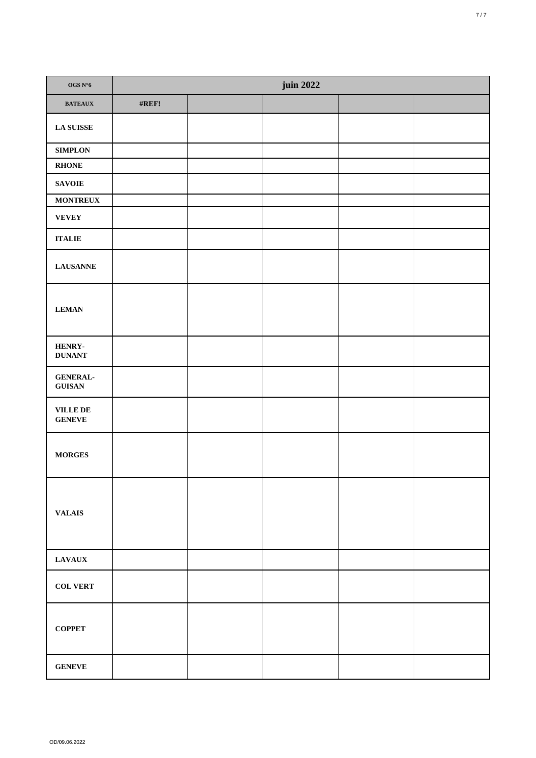| OGS N°6 | juin 2022 | | | | |
|---|---|---|---|---|---|
| BATEAUX | #REF! | | | | |
| LA SUISSE | | | | | |
| SIMPLON | | | | | |
| RHONE | | | | | |
| SAVOIE | | | | | |
| MONTREUX | | | | | |
| VEVEY | | | | | |
| ITALIE | | | | | |
| LAUSANNE | | | | | |
| LEMAN | | | | | |
| HENRY-DUNANT | | | | | |
| GENERAL-GUISAN | | | | | |
| VILLE DE GENEVE | | | | | |
| MORGES | | | | | |
| VALAIS | | | | | |
| LAVAUX | | | | | |
| COL VERT | | | | | |
| COPPET | | | | | |
| GENEVE | | | | | |

OD/09.06.2022